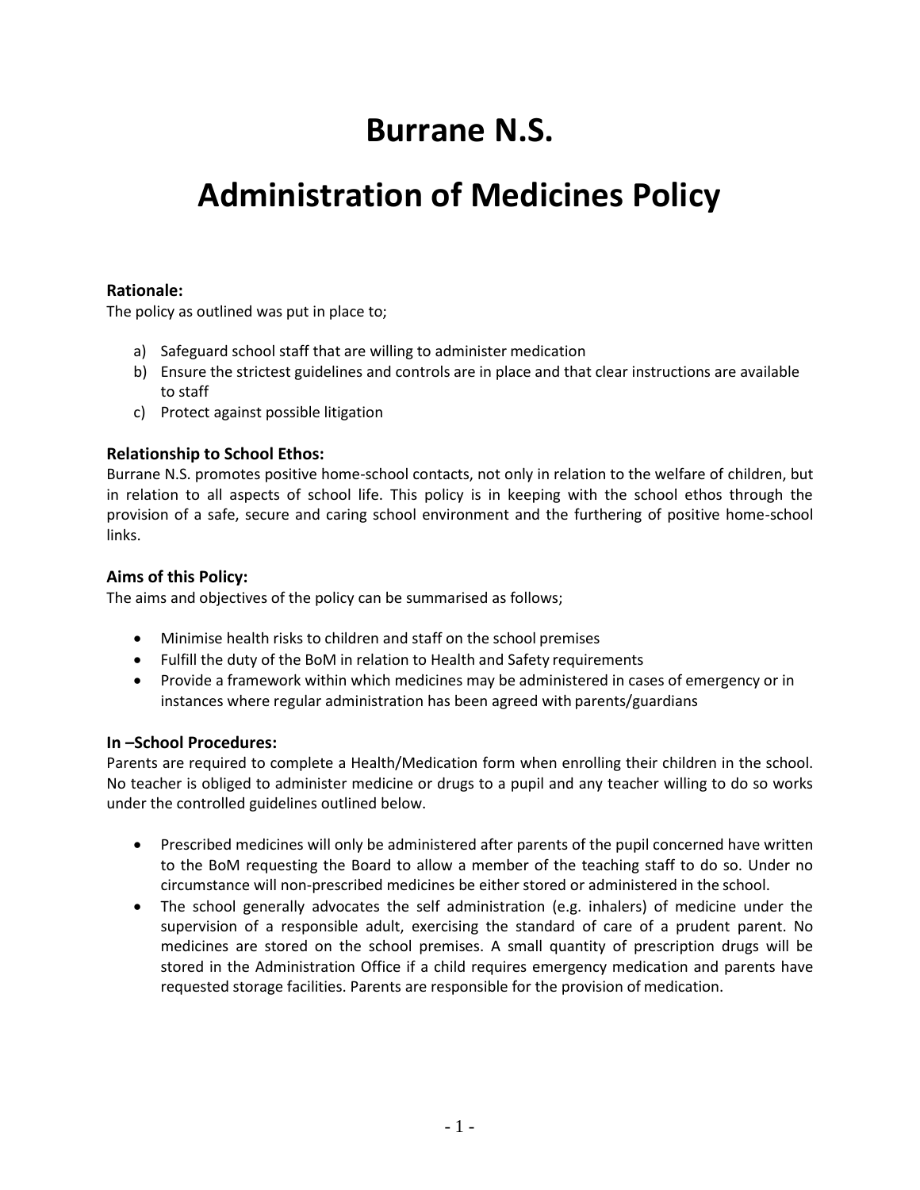# Burrane N.S.

# Administration of Medicines Policy

### Rationale:

The policy as outlined was put in place to;

a) Safeguard school staff that are willing to administer medication
b) Ensure the strictest guidelines and controls are in place and that clear instructions are available to staff
c) Protect against possible litigation

### Relationship to School Ethos:

Burrane N.S. promotes positive home-school contacts, not only in relation to the welfare of children, but in relation to all aspects of school life. This policy is in keeping with the school ethos through the provision of a safe, secure and caring school environment and the furthering of positive home-school links.

### Aims of this Policy:

The aims and objectives of the policy can be summarised as follows;

- Minimise health risks to children and staff on the school premises
- Fulfill the duty of the BoM in relation to Health and Safety requirements
- Provide a framework within which medicines may be administered in cases of emergency or in instances where regular administration has been agreed with parents/guardians

### In –School Procedures:

Parents are required to complete a Health/Medication form when enrolling their children in the school. No teacher is obliged to administer medicine or drugs to a pupil and any teacher willing to do so works under the controlled guidelines outlined below.

- Prescribed medicines will only be administered after parents of the pupil concerned have written to the BoM requesting the Board to allow a member of the teaching staff to do so. Under no circumstance will non-prescribed medicines be either stored or administered in the school.
- The school generally advocates the self administration (e.g. inhalers) of medicine under the supervision of a responsible adult, exercising the standard of care of a prudent parent. No medicines are stored on the school premises. A small quantity of prescription drugs will be stored in the Administration Office if a child requires emergency medication and parents have requested storage facilities. Parents are responsible for the provision of medication.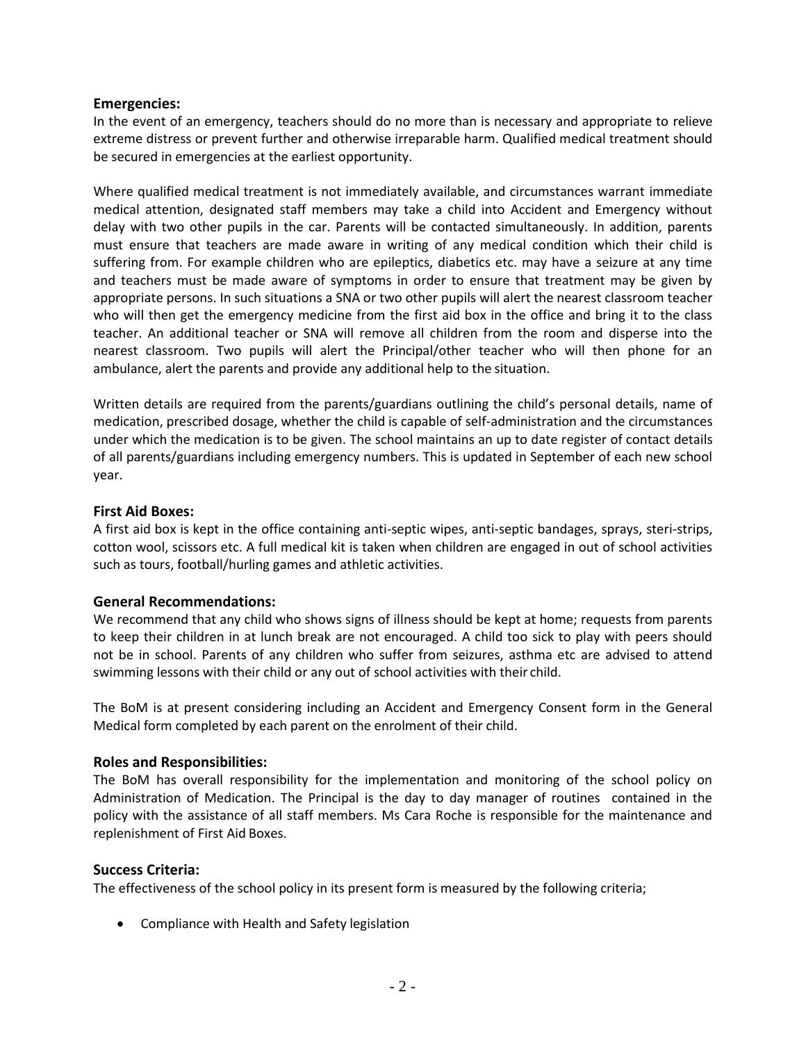### Emergencies:

In the event of an emergency, teachers should do no more than is necessary and appropriate to relieve extreme distress or prevent further and otherwise irreparable harm. Qualified medical treatment should be secured in emergencies at the earliest opportunity.

Where qualified medical treatment is not immediately available, and circumstances warrant immediate medical attention, designated staff members may take a child into Accident and Emergency without delay with two other pupils in the car. Parents will be contacted simultaneously. In addition, parents must ensure that teachers are made aware in writing of any medical condition which their child is suffering from. For example children who are epileptics, diabetics etc. may have a seizure at any time and teachers must be made aware of symptoms in order to ensure that treatment may be given by appropriate persons. In such situations a SNA or two other pupils will alert the nearest classroom teacher who will then get the emergency medicine from the first aid box in the office and bring it to the class teacher. An additional teacher or SNA will remove all children from the room and disperse into the nearest classroom. Two pupils will alert the Principal/other teacher who will then phone for an ambulance, alert the parents and provide any additional help to the situation.

Written details are required from the parents/guardians outlining the child's personal details, name of medication, prescribed dosage, whether the child is capable of self-administration and the circumstances under which the medication is to be given. The school maintains an up to date register of contact details of all parents/guardians including emergency numbers. This is updated in September of each new school year.

### First Aid Boxes:

A first aid box is kept in the office containing anti-septic wipes, anti-septic bandages, sprays, steri-strips, cotton wool, scissors etc. A full medical kit is taken when children are engaged in out of school activities such as tours, football/hurling games and athletic activities.

### General Recommendations:

We recommend that any child who shows signs of illness should be kept at home; requests from parents to keep their children in at lunch break are not encouraged. A child too sick to play with peers should not be in school. Parents of any children who suffer from seizures, asthma etc are advised to attend swimming lessons with their child or any out of school activities with their child.

The BoM is at present considering including an Accident and Emergency Consent form in the General Medical form completed by each parent on the enrolment of their child.

### Roles and Responsibilities:

The BoM has overall responsibility for the implementation and monitoring of the school policy on Administration of Medication. The Principal is the day to day manager of routines contained in the policy with the assistance of all staff members. Ms Cara Roche is responsible for the maintenance and replenishment of First Aid Boxes.

### Success Criteria:

The effectiveness of the school policy in its present form is measured by the following criteria;

- Compliance with Health and Safety legislation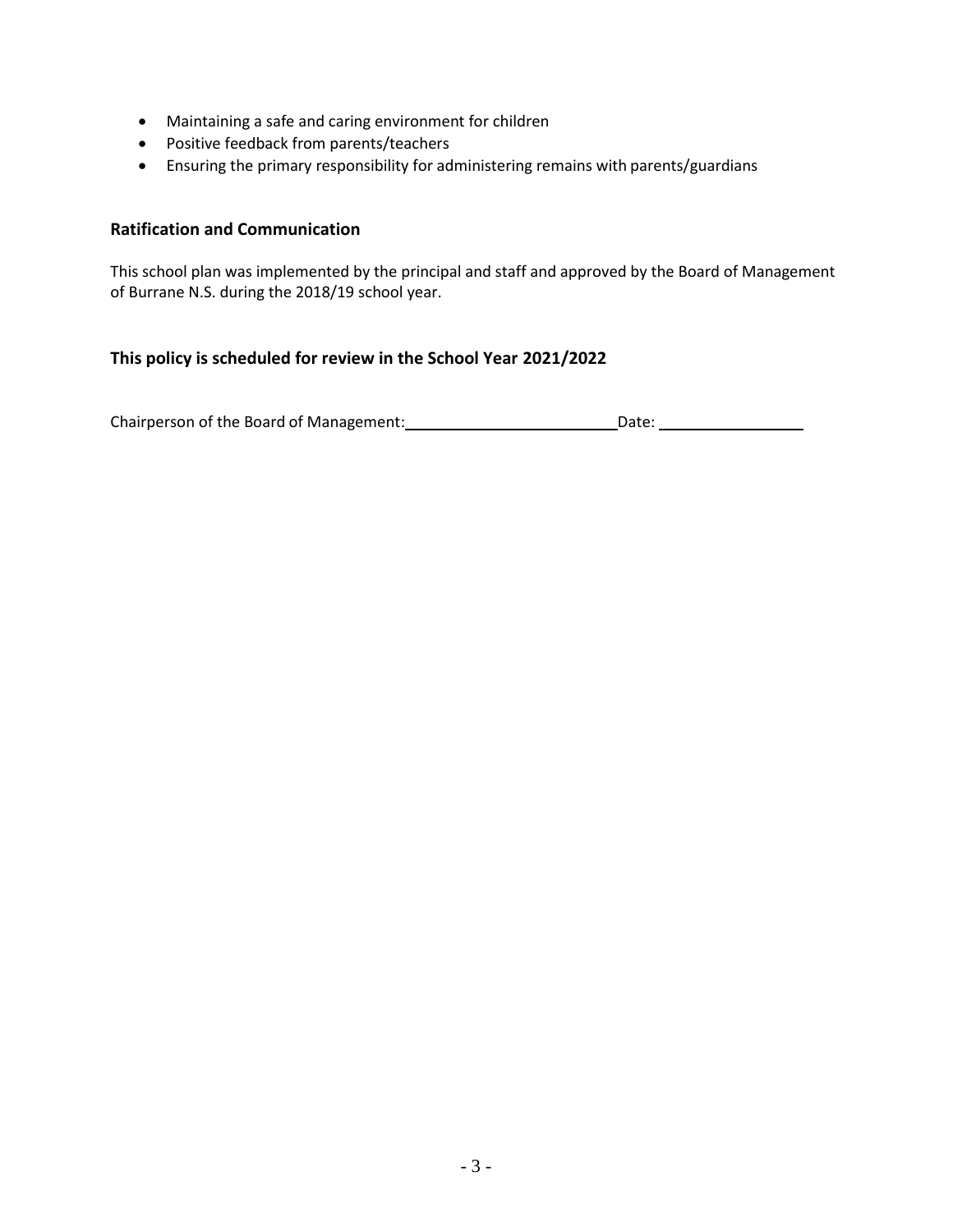- Maintaining a safe and caring environment for children
- Positive feedback from parents/teachers
- Ensuring the primary responsibility for administering remains with parents/guardians

### Ratification and Communication

This school plan was implemented by the principal and staff and approved by the Board of Management of Burrane N.S. during the 2018/19 school year.

### This policy is scheduled for review in the School Year 2021/2022

Chairperson of the Board of Management: \_\_\_\_\_\_\_\_\_\_\_\_\_\_\_\_\_\_\_\_\_\_\_\_\_\_ Date: \_\_\_\_\_\_\_\_\_\_\_\_\_\_\_\_\_\_